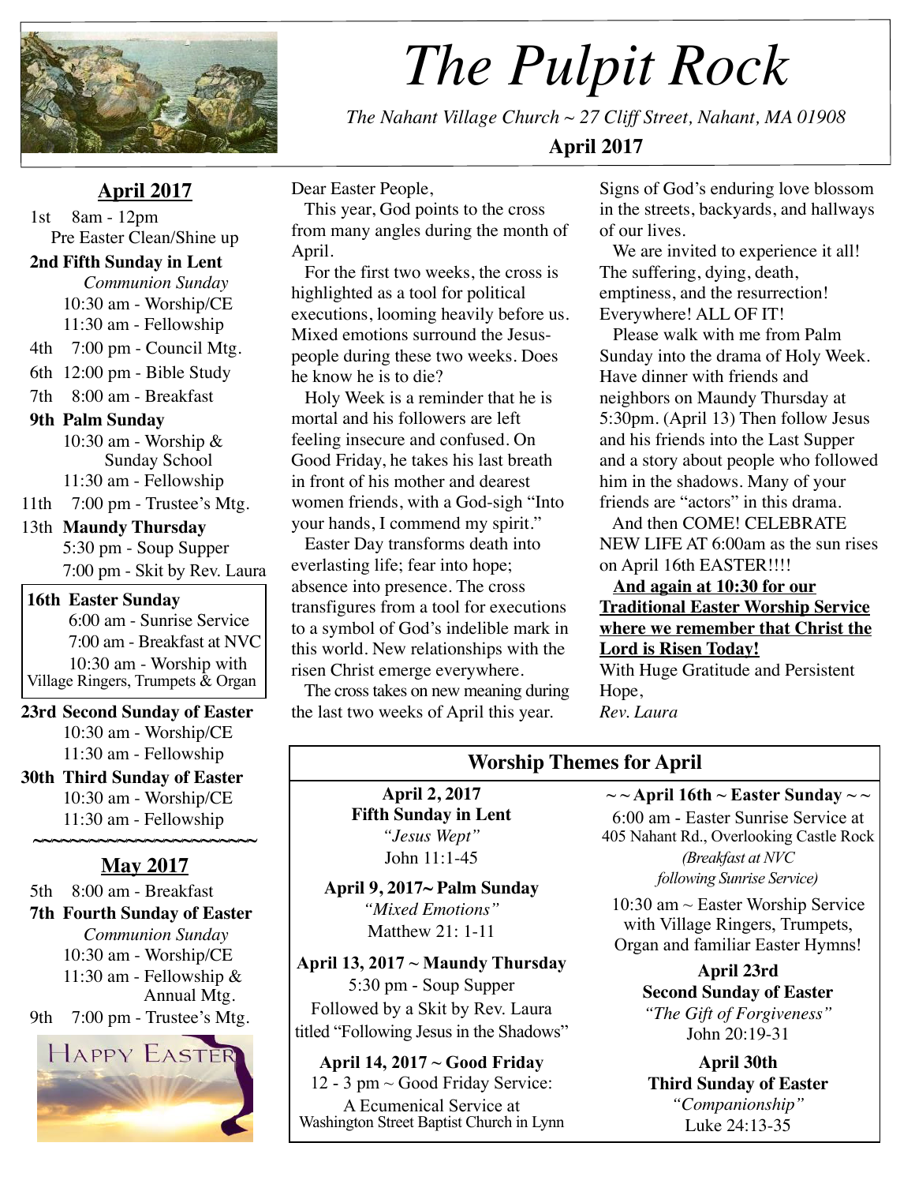# The Pulpit Rock

*The Nahant Village Church ~ 27 Cliff Street, Nahant, MA 01908*

**April 2017**

## April 2017

1st 8am - 12pm
Pre Easter Clean/Shine up

**2nd Fifth Sunday in Lent**
*Communion Sunday*
10:30 am - Worship/CE
11:30 am - Fellowship

4th 7:00 pm - Council Mtg.

6th 12:00 pm - Bible Study

7th 8:00 am - Breakfast

**9th Palm Sunday**
10:30 am - Worship & Sunday School
11:30 am - Fellowship

11th 7:00 pm - Trustee's Mtg.

13th **Maundy Thursday**
5:30 pm - Soup Supper
7:00 pm - Skit by Rev. Laura

**16th Easter Sunday**
6:00 am - Sunrise Service
7:00 am - Breakfast at NVC
10:30 am - Worship with Village Ringers, Trumpets & Organ

**23rd Second Sunday of Easter**
10:30 am - Worship/CE
11:30 am - Fellowship

**30th Third Sunday of Easter**
10:30 am - Worship/CE
11:30 am - Fellowship

~~~~~~~~~~~~~~~~~~~~~~

## May 2017

5th 8:00 am - Breakfast

**7th Fourth Sunday of Easter**
*Communion Sunday*
10:30 am - Worship/CE
11:30 am - Fellowship & Annual Mtg.

9th 7:00 pm - Trustee's Mtg.

HAPPY EASTER

---

Dear Easter People,

This year, God points to the cross from many angles during the month of April.

For the first two weeks, the cross is highlighted as a tool for political executions, looming heavily before us. Mixed emotions surround the Jesus-people during these two weeks. Does he know he is to die?

Holy Week is a reminder that he is mortal and his followers are left feeling insecure and confused. On Good Friday, he takes his last breath in front of his mother and dearest women friends, with a God-sigh "Into your hands, I commend my spirit."

Easter Day transforms death into everlasting life; fear into hope; absence into presence. The cross transfigures from a tool for executions to a symbol of God's indelible mark in this world. New relationships with the risen Christ emerge everywhere.

The cross takes on new meaning during the last two weeks of April this year. Signs of God's enduring love blossom in the streets, backyards, and hallways of our lives.

We are invited to experience it all! The suffering, dying, death, emptiness, and the resurrection! Everywhere! ALL OF IT!

Please walk with me from Palm Sunday into the drama of Holy Week. Have dinner with friends and neighbors on Maundy Thursday at 5:30pm. (April 13) Then follow Jesus and his friends into the Last Supper and a story about people who followed him in the shadows. Many of your friends are "actors" in this drama.

And then COME! CELEBRATE NEW LIFE AT 6:00am as the sun rises on April 16th EASTER!!!!

**And again at 10:30 for our Traditional Easter Worship Service where we remember that Christ the Lord is Risen Today!**

With Huge Gratitude and Persistent Hope,
*Rev. Laura*

---

## Worship Themes for April

**April 2, 2017**
**Fifth Sunday in Lent**
*"Jesus Wept"*
John 11:1-45

**April 9, 2017~ Palm Sunday**
*"Mixed Emotions"*
Matthew 21: 1-11

**April 13, 2017 ~ Maundy Thursday**
5:30 pm - Soup Supper
Followed by a Skit by Rev. Laura titled "Following Jesus in the Shadows"

**April 14, 2017 ~ Good Friday**
12 - 3 pm ~ Good Friday Service:
A Ecumenical Service at Washington Street Baptist Church in Lynn

**~ ~ April 16th ~ Easter Sunday ~ ~**
6:00 am - Easter Sunrise Service at 405 Nahant Rd., Overlooking Castle Rock
*(Breakfast at NVC following Sunrise Service)*

10:30 am ~ Easter Worship Service with Village Ringers, Trumpets, Organ and familiar Easter Hymns!

**April 23rd**
**Second Sunday of Easter**
*"The Gift of Forgiveness"*
John 20:19-31

**April 30th**
**Third Sunday of Easter**
*"Companionship"*
Luke 24:13-35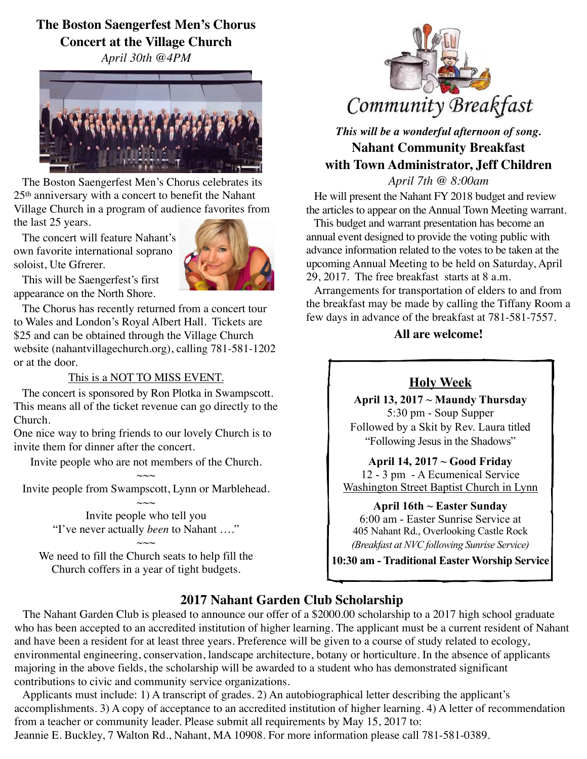## The Boston Saengerfest Men's Chorus Concert at the Village Church

*April 30th @4PM*

The Boston Saengerfest Men's Chorus celebrates its 25th anniversary with a concert to benefit the Nahant Village Church in a program of audience favorites from the last 25 years.

The concert will feature Nahant's own favorite international soprano soloist, Ute Gfrerer.

This will be Saengerfest's first appearance on the North Shore.

The Chorus has recently returned from a concert tour to Wales and London's Royal Albert Hall. Tickets are $25 and can be obtained through the Village Church website (nahantvillagechurch.org), calling 781-581-1202 or at the door.

This is a NOT TO MISS EVENT.

The concert is sponsored by Ron Plotka in Swampscott. This means all of the ticket revenue can go directly to the Church.

One nice way to bring friends to our lovely Church is to invite them for dinner after the concert.

Invite people who are not members of the Church.

~~~

Invite people from Swampscott, Lynn or Marblehead.

~~~

Invite people who tell you "I've never actually *been* to Nahant …."

~~~

We need to fill the Church seats to help fill the Church coffers in a year of tight budgets.

Community Breakfast

***This will be a wonderful afternoon of song.***

## Nahant Community Breakfast with Town Administrator, Jeff Children

*April 7th @ 8:00am*

He will present the Nahant FY 2018 budget and review the articles to appear on the Annual Town Meeting warrant.

This budget and warrant presentation has become an annual event designed to provide the voting public with advance information related to the votes to be taken at the upcoming Annual Meeting to be held on Saturday, April 29, 2017. The free breakfast starts at 8 a.m.

Arrangements for transportation of elders to and from the breakfast may be made by calling the Tiffany Room a few days in advance of the breakfast at 781-581-7557.

**All are welcome!**

## Holy Week

**April 13, 2017 ~ Maundy Thursday**
5:30 pm - Soup Supper
Followed by a Skit by Rev. Laura titled "Following Jesus in the Shadows"

**April 14, 2017 ~ Good Friday**
12 - 3 pm - A Ecumenical Service
Washington Street Baptist Church in Lynn

**April 16th ~ Easter Sunday**
6:00 am - Easter Sunrise Service at 405 Nahant Rd., Overlooking Castle Rock
*(Breakfast at NVC following Sunrise Service)*

**10:30 am - Traditional Easter Worship Service**

## 2017 Nahant Garden Club Scholarship

The Nahant Garden Club is pleased to announce our offer of a $2000.00 scholarship to a 2017 high school graduate who has been accepted to an accredited institution of higher learning. The applicant must be a current resident of Nahant and have been a resident for at least three years. Preference will be given to a course of study related to ecology, environmental engineering, conservation, landscape architecture, botany or horticulture. In the absence of applicants majoring in the above fields, the scholarship will be awarded to a student who has demonstrated significant contributions to civic and community service organizations.

Applicants must include: 1) A transcript of grades. 2) An autobiographical letter describing the applicant's accomplishments. 3) A copy of acceptance to an accredited institution of higher learning. 4) A letter of recommendation from a teacher or community leader. Please submit all requirements by May 15, 2017 to:
Jeannie E. Buckley, 7 Walton Rd., Nahant, MA 10908. For more information please call 781-581-0389.